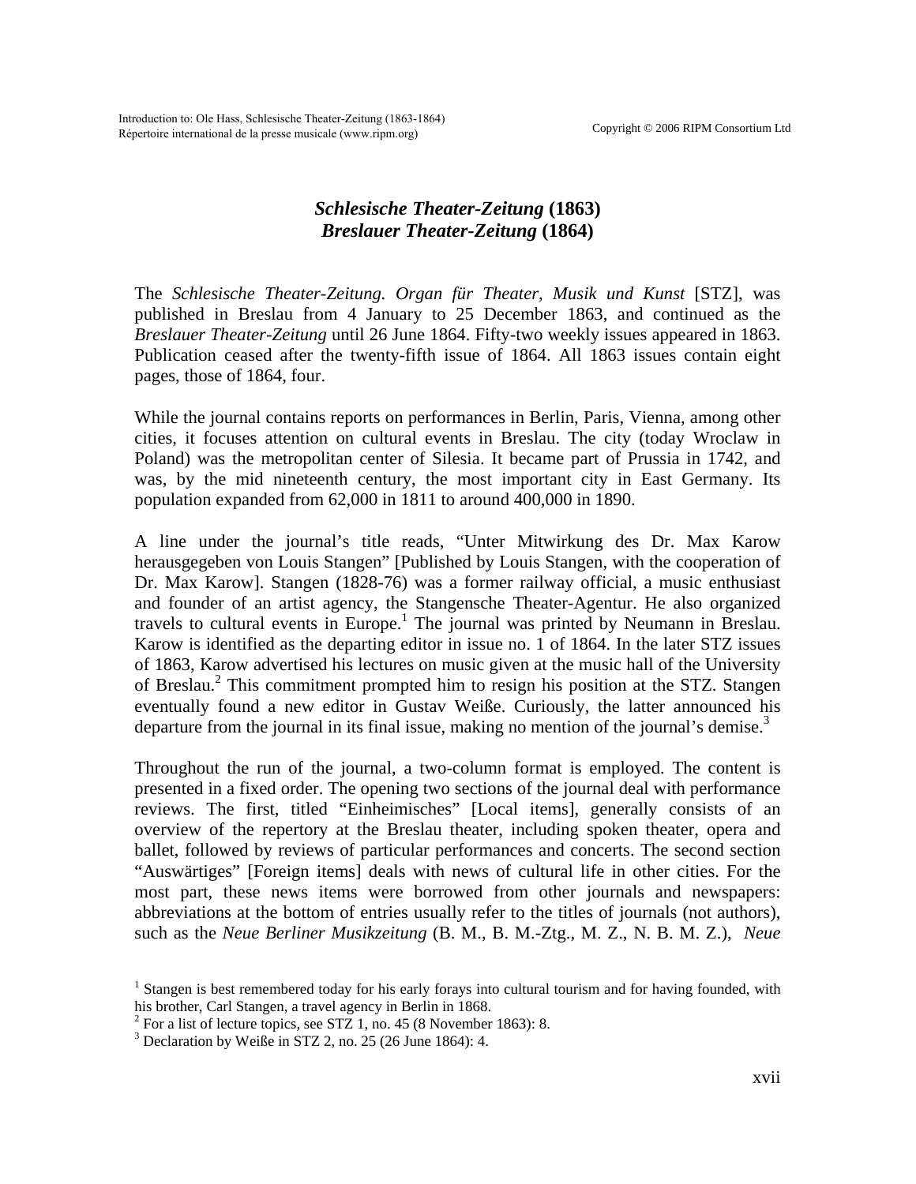# *Schlesische Theater-Zeitung* (1863)
# *Breslauer Theater-Zeitung* (1864)

The *Schlesische Theater-Zeitung. Organ für Theater, Musik und Kunst* [STZ], was published in Breslau from 4 January to 25 December 1863, and continued as the *Breslauer Theater-Zeitung* until 26 June 1864. Fifty-two weekly issues appeared in 1863. Publication ceased after the twenty-fifth issue of 1864. All 1863 issues contain eight pages, those of 1864, four.

While the journal contains reports on performances in Berlin, Paris, Vienna, among other cities, it focuses attention on cultural events in Breslau. The city (today Wroclaw in Poland) was the metropolitan center of Silesia. It became part of Prussia in 1742, and was, by the mid nineteenth century, the most important city in East Germany. Its population expanded from 62,000 in 1811 to around 400,000 in 1890.

A line under the journal's title reads, "Unter Mitwirkung des Dr. Max Karow herausgegeben von Louis Stangen" [Published by Louis Stangen, with the cooperation of Dr. Max Karow]. Stangen (1828-76) was a former railway official, a music enthusiast and founder of an artist agency, the Stangensche Theater-Agentur. He also organized travels to cultural events in Europe.[1] The journal was printed by Neumann in Breslau. Karow is identified as the departing editor in issue no. 1 of 1864. In the later STZ issues of 1863, Karow advertised his lectures on music given at the music hall of the University of Breslau.[2] This commitment prompted him to resign his position at the STZ. Stangen eventually found a new editor in Gustav Weiße. Curiously, the latter announced his departure from the journal in its final issue, making no mention of the journal's demise.[3]

Throughout the run of the journal, a two-column format is employed. The content is presented in a fixed order. The opening two sections of the journal deal with performance reviews. The first, titled "Einheimisches" [Local items], generally consists of an overview of the repertory at the Breslau theater, including spoken theater, opera and ballet, followed by reviews of particular performances and concerts. The second section "Auswärtiges" [Foreign items] deals with news of cultural life in other cities. For the most part, these news items were borrowed from other journals and newspapers: abbreviations at the bottom of entries usually refer to the titles of journals (not authors), such as the *Neue Berliner Musikzeitung* (B. M., B. M.-Ztg., M. Z., N. B. M. Z.), *Neue*

[1] Stangen is best remembered today for his early forays into cultural tourism and for having founded, with his brother, Carl Stangen, a travel agency in Berlin in 1868.

[2] For a list of lecture topics, see STZ 1, no. 45 (8 November 1863): 8.

[3] Declaration by Weiße in STZ 2, no. 25 (26 June 1864): 4.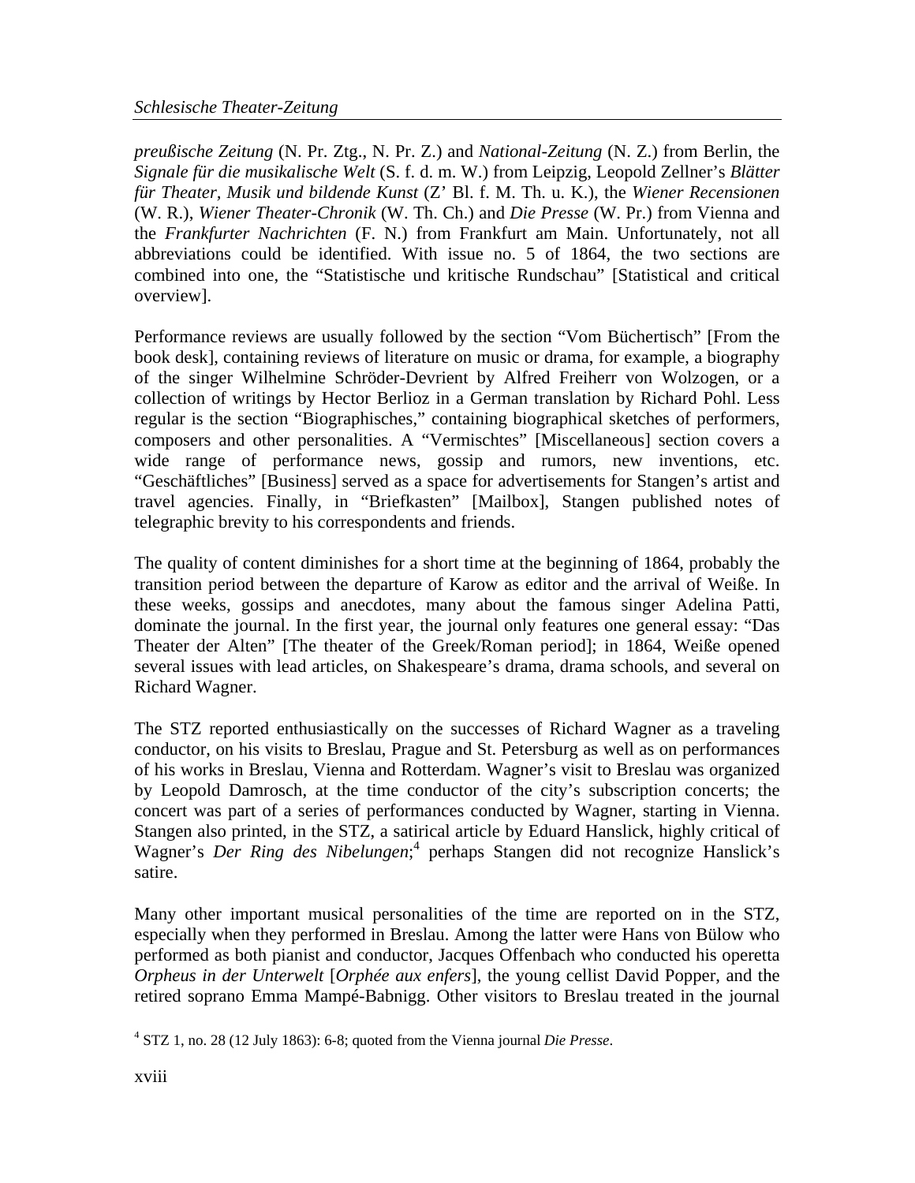*preußische Zeitung* (N. Pr. Ztg., N. Pr. Z.) and *National-Zeitung* (N. Z.) from Berlin, the *Signale für die musikalische Welt* (S. f. d. m. W.) from Leipzig, Leopold Zellner's *Blätter für Theater, Musik und bildende Kunst* (Z' Bl. f. M. Th. u. K.), the *Wiener Recensionen* (W. R.), *Wiener Theater-Chronik* (W. Th. Ch.) and *Die Presse* (W. Pr.) from Vienna and the *Frankfurter Nachrichten* (F. N.) from Frankfurt am Main. Unfortunately, not all abbreviations could be identified. With issue no. 5 of 1864, the two sections are combined into one, the "Statistische und kritische Rundschau" [Statistical and critical overview].

Performance reviews are usually followed by the section "Vom Büchertisch" [From the book desk], containing reviews of literature on music or drama, for example, a biography of the singer Wilhelmine Schröder-Devrient by Alfred Freiherr von Wolzogen, or a collection of writings by Hector Berlioz in a German translation by Richard Pohl. Less regular is the section "Biographisches," containing biographical sketches of performers, composers and other personalities. A "Vermischtes" [Miscellaneous] section covers a wide range of performance news, gossip and rumors, new inventions, etc. "Geschäftliches" [Business] served as a space for advertisements for Stangen's artist and travel agencies. Finally, in "Briefkasten" [Mailbox], Stangen published notes of telegraphic brevity to his correspondents and friends.

The quality of content diminishes for a short time at the beginning of 1864, probably the transition period between the departure of Karow as editor and the arrival of Weiße. In these weeks, gossips and anecdotes, many about the famous singer Adelina Patti, dominate the journal. In the first year, the journal only features one general essay: "Das Theater der Alten" [The theater of the Greek/Roman period]; in 1864, Weiße opened several issues with lead articles, on Shakespeare's drama, drama schools, and several on Richard Wagner.

The STZ reported enthusiastically on the successes of Richard Wagner as a traveling conductor, on his visits to Breslau, Prague and St. Petersburg as well as on performances of his works in Breslau, Vienna and Rotterdam. Wagner's visit to Breslau was organized by Leopold Damrosch, at the time conductor of the city's subscription concerts; the concert was part of a series of performances conducted by Wagner, starting in Vienna. Stangen also printed, in the STZ, a satirical article by Eduard Hanslick, highly critical of Wagner's *Der Ring des Nibelungen*;[4] perhaps Stangen did not recognize Hanslick's satire.

Many other important musical personalities of the time are reported on in the STZ, especially when they performed in Breslau. Among the latter were Hans von Bülow who performed as both pianist and conductor, Jacques Offenbach who conducted his operetta *Orpheus in der Unterwelt* [*Orphée aux enfers*], the young cellist David Popper, and the retired soprano Emma Mampé-Babnigg. Other visitors to Breslau treated in the journal

[4] STZ 1, no. 28 (12 July 1863): 6-8; quoted from the Vienna journal *Die Presse*.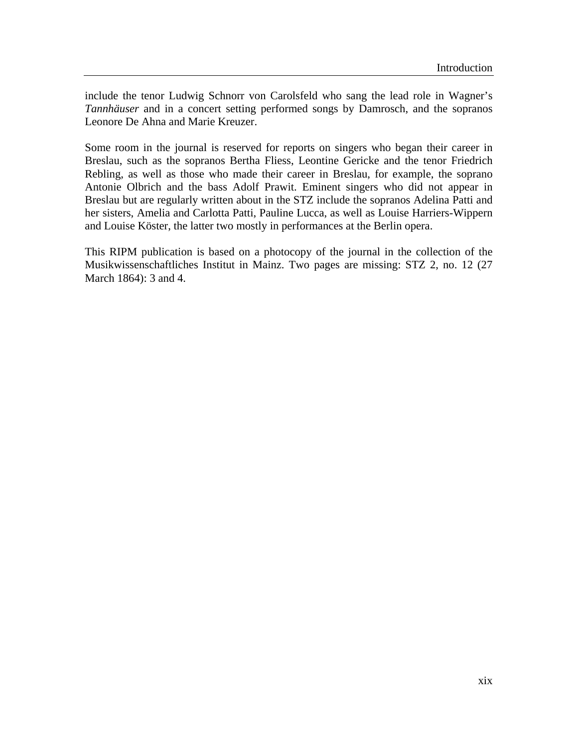include the tenor Ludwig Schnorr von Carolsfeld who sang the lead role in Wagner's *Tannhäuser* and in a concert setting performed songs by Damrosch, and the sopranos Leonore De Ahna and Marie Kreuzer.

Some room in the journal is reserved for reports on singers who began their career in Breslau, such as the sopranos Bertha Fliess, Leontine Gericke and the tenor Friedrich Rebling, as well as those who made their career in Breslau, for example, the soprano Antonie Olbrich and the bass Adolf Prawit. Eminent singers who did not appear in Breslau but are regularly written about in the STZ include the sopranos Adelina Patti and her sisters, Amelia and Carlotta Patti, Pauline Lucca, as well as Louise Harriers-Wippern and Louise Köster, the latter two mostly in performances at the Berlin opera.

This RIPM publication is based on a photocopy of the journal in the collection of the Musikwissenschaftliches Institut in Mainz. Two pages are missing: STZ 2, no. 12 (27 March 1864): 3 and 4.